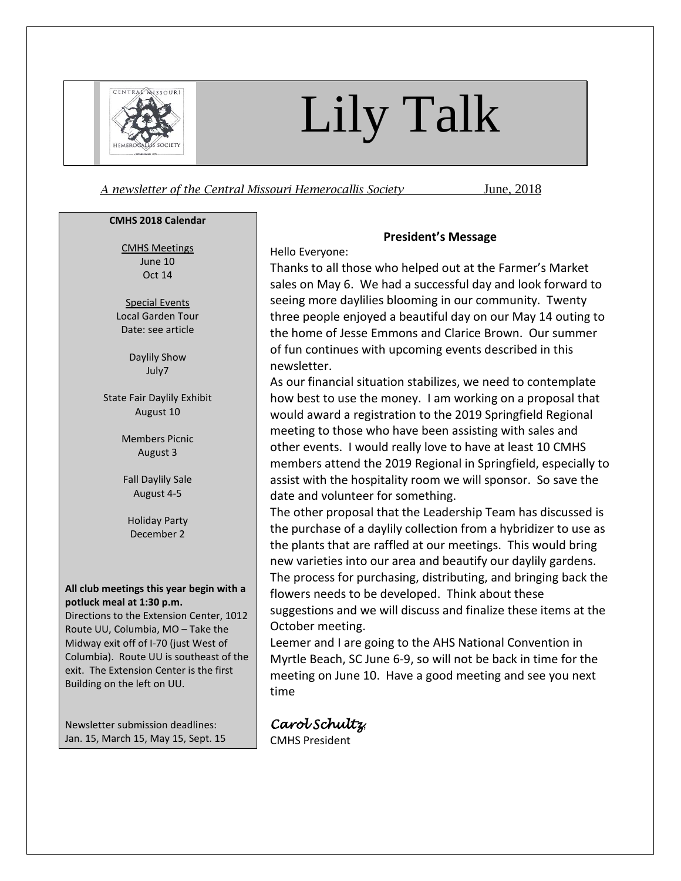# Lily Talk

*A newsletter of the Central Missouri Hemerocallis Society* June, 2018

**CMHS 2018 Calendar**

CMHS Meetings
June 10
Oct 14

Special Events
Local Garden Tour
Date: see article

Daylily Show
July7

State Fair Daylily Exhibit
August 10

Members Picnic
August 3

Fall Daylily Sale
August 4-5

Holiday Party
December 2

**All club meetings this year begin with a potluck meal at 1:30 p.m.**
Directions to the Extension Center, 1012 Route UU, Columbia, MO – Take the Midway exit off of I-70 (just West of Columbia). Route UU is southeast of the exit. The Extension Center is the first Building on the left on UU.

Newsletter submission deadlines:
Jan. 15, March 15, May 15, Sept. 15

## President's Message

Hello Everyone:

Thanks to all those who helped out at the Farmer's Market sales on May 6. We had a successful day and look forward to seeing more daylilies blooming in our community. Twenty three people enjoyed a beautiful day on our May 14 outing to the home of Jesse Emmons and Clarice Brown. Our summer of fun continues with upcoming events described in this newsletter.

As our financial situation stabilizes, we need to contemplate how best to use the money. I am working on a proposal that would award a registration to the 2019 Springfield Regional meeting to those who have been assisting with sales and other events. I would really love to have at least 10 CMHS members attend the 2019 Regional in Springfield, especially to assist with the hospitality room we will sponsor. So save the date and volunteer for something.

The other proposal that the Leadership Team has discussed is the purchase of a daylily collection from a hybridizer to use as the plants that are raffled at our meetings. This would bring new varieties into our area and beautify our daylily gardens. The process for purchasing, distributing, and bringing back the flowers needs to be developed. Think about these suggestions and we will discuss and finalize these items at the October meeting.

Leemer and I are going to the AHS National Convention in Myrtle Beach, SC June 6-9, so will not be back in time for the meeting on June 10. Have a good meeting and see you next time

*Carol Schultz*
CMHS President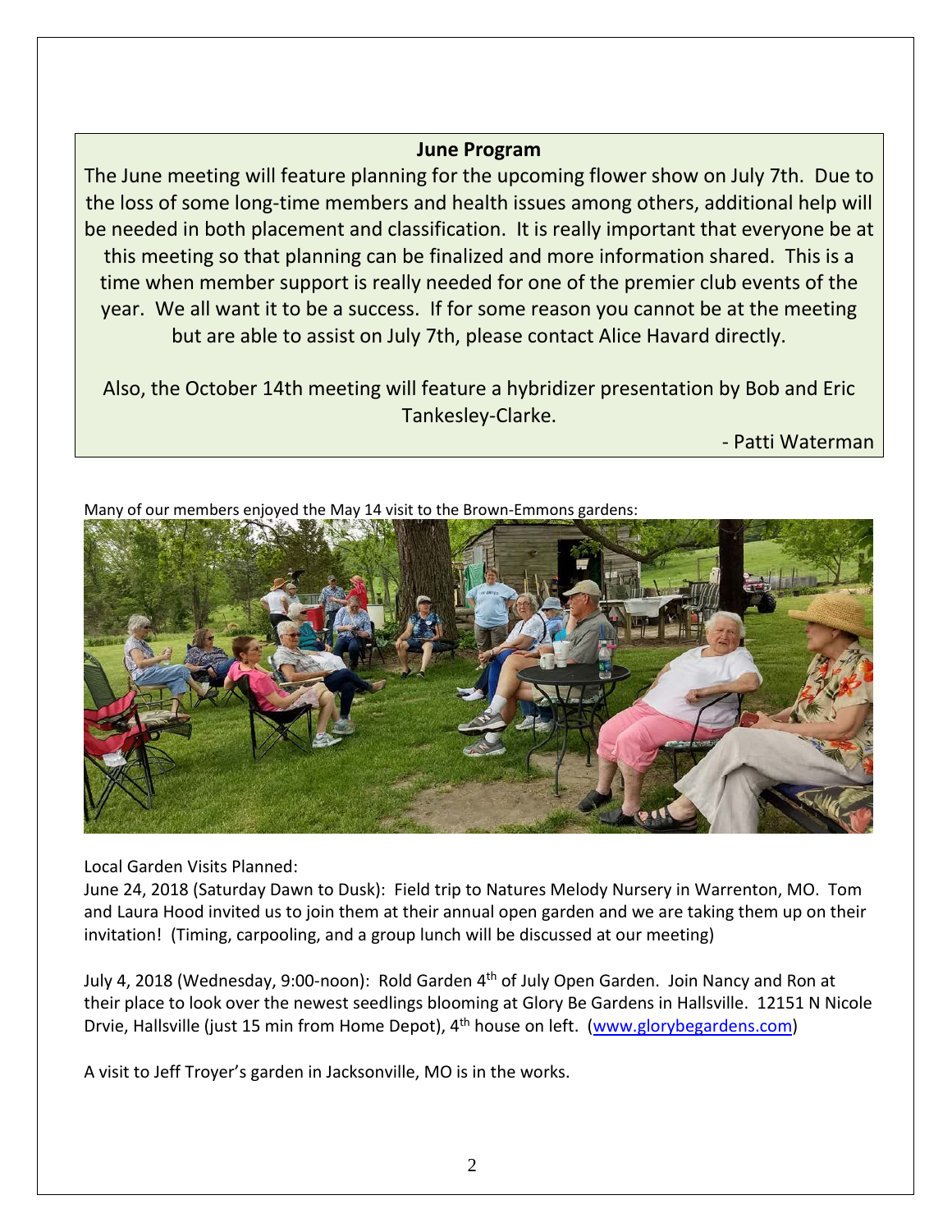**June Program**

The June meeting will feature planning for the upcoming flower show on July 7th. Due to the loss of some long-time members and health issues among others, additional help will be needed in both placement and classification. It is really important that everyone be at this meeting so that planning can be finalized and more information shared. This is a time when member support is really needed for one of the premier club events of the year. We all want it to be a success. If for some reason you cannot be at the meeting but are able to assist on July 7th, please contact Alice Havard directly.

Also, the October 14th meeting will feature a hybridizer presentation by Bob and Eric Tankesley-Clarke.

\- Patti Waterman

Many of our members enjoyed the May 14 visit to the Brown-Emmons gardens:

Local Garden Visits Planned:

June 24, 2018 (Saturday Dawn to Dusk): Field trip to Natures Melody Nursery in Warrenton, MO. Tom and Laura Hood invited us to join them at their annual open garden and we are taking them up on their invitation! (Timing, carpooling, and a group lunch will be discussed at our meeting)

July 4, 2018 (Wednesday, 9:00-noon): Rold Garden 4th of July Open Garden. Join Nancy and Ron at their place to look over the newest seedlings blooming at Glory Be Gardens in Hallsville. 12151 N Nicole Drvie, Hallsville (just 15 min from Home Depot), 4th house on left. (www.glorybegardens.com)

A visit to Jeff Troyer's garden in Jacksonville, MO is in the works.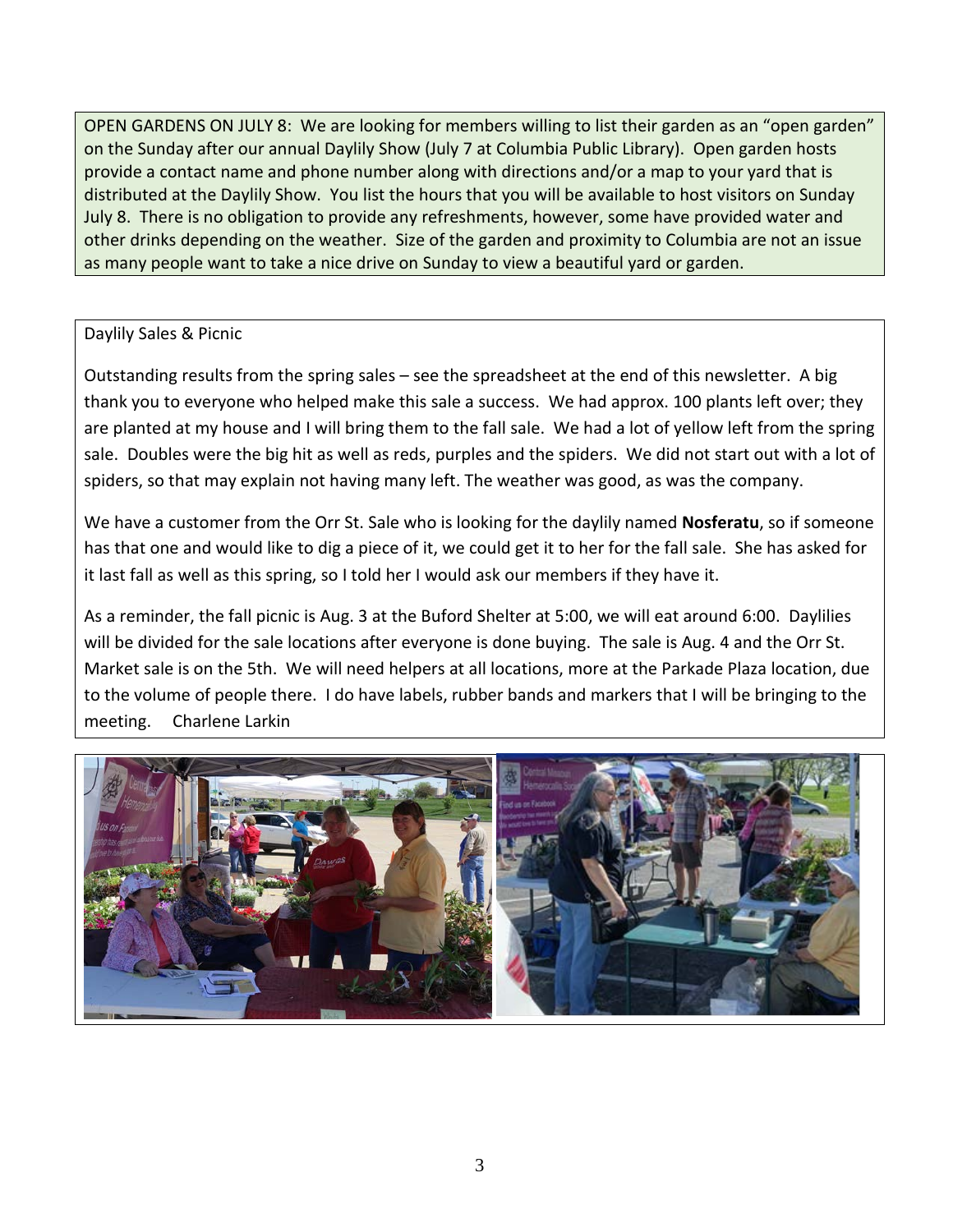OPEN GARDENS ON JULY 8: We are looking for members willing to list their garden as an "open garden" on the Sunday after our annual Daylily Show (July 7 at Columbia Public Library). Open garden hosts provide a contact name and phone number along with directions and/or a map to your yard that is distributed at the Daylily Show. You list the hours that you will be available to host visitors on Sunday July 8. There is no obligation to provide any refreshments, however, some have provided water and other drinks depending on the weather. Size of the garden and proximity to Columbia are not an issue as many people want to take a nice drive on Sunday to view a beautiful yard or garden.

Daylily Sales & Picnic

Outstanding results from the spring sales – see the spreadsheet at the end of this newsletter. A big thank you to everyone who helped make this sale a success. We had approx. 100 plants left over; they are planted at my house and I will bring them to the fall sale. We had a lot of yellow left from the spring sale. Doubles were the big hit as well as reds, purples and the spiders. We did not start out with a lot of spiders, so that may explain not having many left. The weather was good, as was the company.

We have a customer from the Orr St. Sale who is looking for the daylily named **Nosferatu**, so if someone has that one and would like to dig a piece of it, we could get it to her for the fall sale. She has asked for it last fall as well as this spring, so I told her I would ask our members if they have it.

As a reminder, the fall picnic is Aug. 3 at the Buford Shelter at 5:00, we will eat around 6:00. Daylilies will be divided for the sale locations after everyone is done buying. The sale is Aug. 4 and the Orr St. Market sale is on the 5th. We will need helpers at all locations, more at the Parkade Plaza location, due to the volume of people there. I do have labels, rubber bands and markers that I will be bringing to the meeting. Charlene Larkin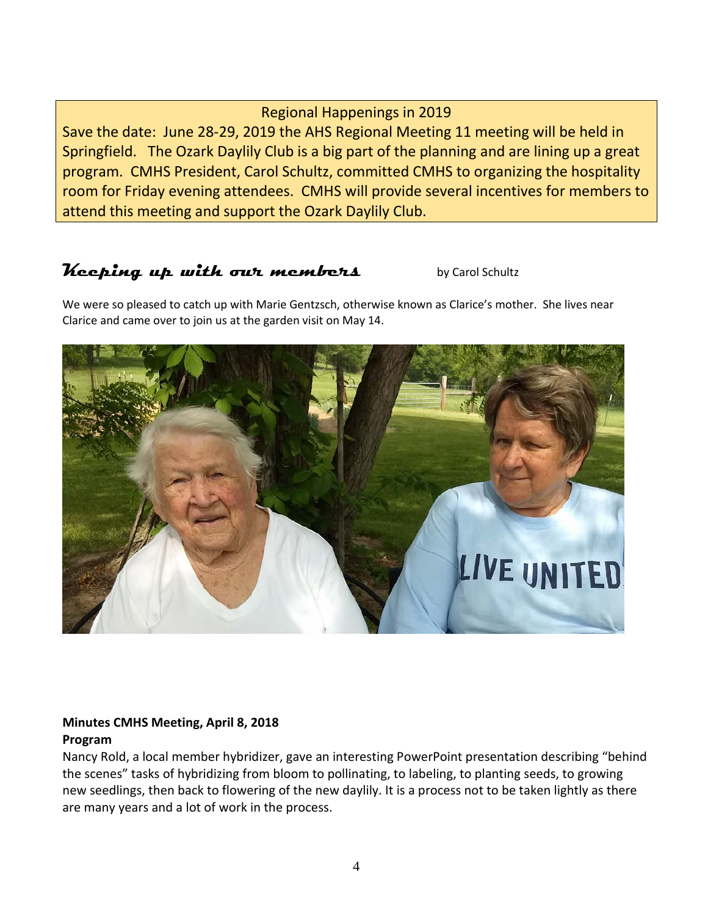Regional Happenings in 2019

Save the date: June 28-29, 2019 the AHS Regional Meeting 11 meeting will be held in Springfield. The Ozark Daylily Club is a big part of the planning and are lining up a great program. CMHS President, Carol Schultz, committed CMHS to organizing the hospitality room for Friday evening attendees. CMHS will provide several incentives for members to attend this meeting and support the Ozark Daylily Club.

## *Keeping up with our members*

by Carol Schultz

We were so pleased to catch up with Marie Gentzsch, otherwise known as Clarice's mother. She lives near Clarice and came over to join us at the garden visit on May 14.

**Minutes CMHS Meeting, April 8, 2018**

**Program**

Nancy Rold, a local member hybridizer, gave an interesting PowerPoint presentation describing "behind the scenes" tasks of hybridizing from bloom to pollinating, to labeling, to planting seeds, to growing new seedlings, then back to flowering of the new daylily. It is a process not to be taken lightly as there are many years and a lot of work in the process.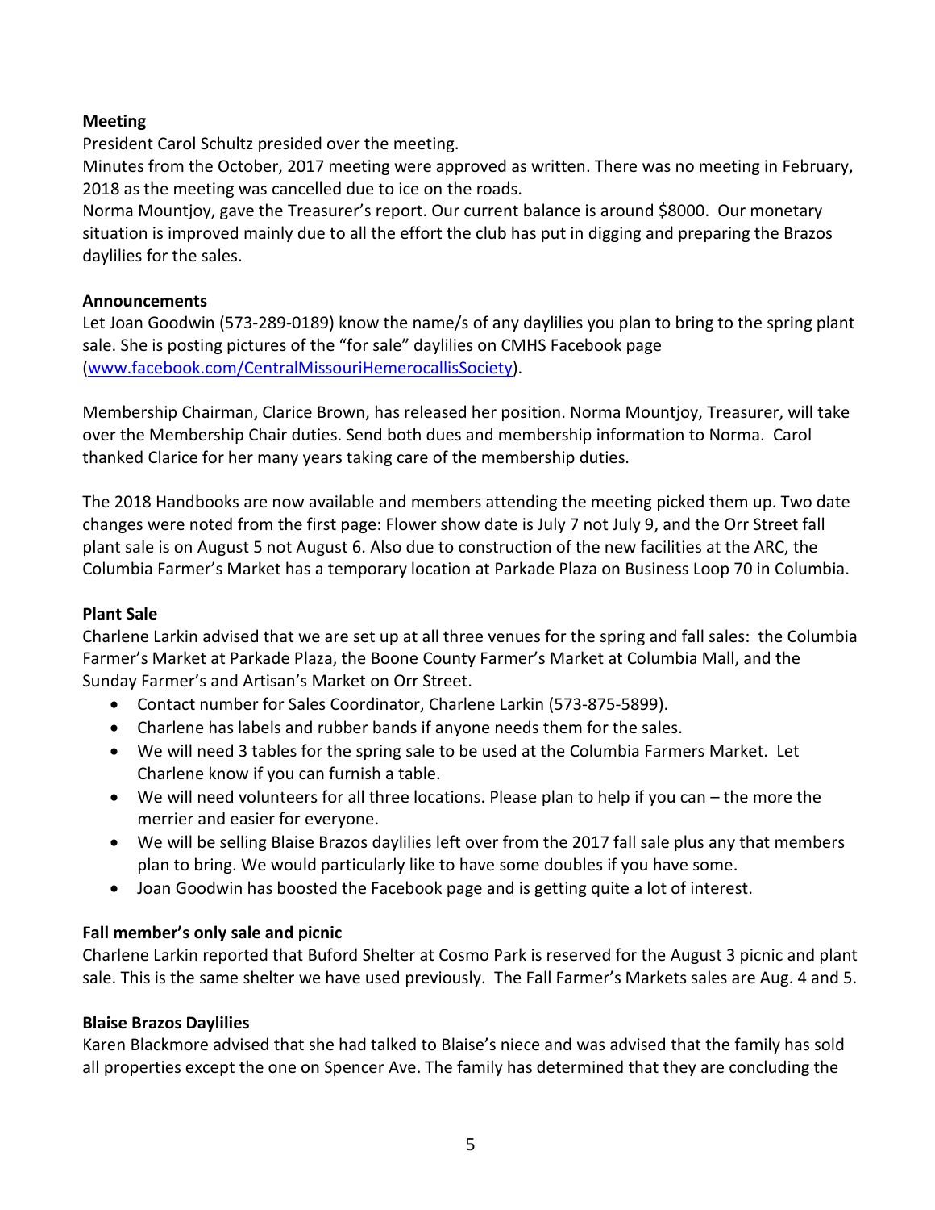**Meeting**

President Carol Schultz presided over the meeting.

Minutes from the October, 2017 meeting were approved as written. There was no meeting in February, 2018 as the meeting was cancelled due to ice on the roads.

Norma Mountjoy, gave the Treasurer's report. Our current balance is around $8000. Our monetary situation is improved mainly due to all the effort the club has put in digging and preparing the Brazos daylilies for the sales.

**Announcements**

Let Joan Goodwin (573-289-0189) know the name/s of any daylilies you plan to bring to the spring plant sale. She is posting pictures of the "for sale" daylilies on CMHS Facebook page (www.facebook.com/CentralMissouriHemerocallisSociety).

Membership Chairman, Clarice Brown, has released her position. Norma Mountjoy, Treasurer, will take over the Membership Chair duties. Send both dues and membership information to Norma. Carol thanked Clarice for her many years taking care of the membership duties.

The 2018 Handbooks are now available and members attending the meeting picked them up. Two date changes were noted from the first page: Flower show date is July 7 not July 9, and the Orr Street fall plant sale is on August 5 not August 6. Also due to construction of the new facilities at the ARC, the Columbia Farmer's Market has a temporary location at Parkade Plaza on Business Loop 70 in Columbia.

**Plant Sale**

Charlene Larkin advised that we are set up at all three venues for the spring and fall sales: the Columbia Farmer's Market at Parkade Plaza, the Boone County Farmer's Market at Columbia Mall, and the Sunday Farmer's and Artisan's Market on Orr Street.

- Contact number for Sales Coordinator, Charlene Larkin (573-875-5899).
- Charlene has labels and rubber bands if anyone needs them for the sales.
- We will need 3 tables for the spring sale to be used at the Columbia Farmers Market. Let Charlene know if you can furnish a table.
- We will need volunteers for all three locations. Please plan to help if you can – the more the merrier and easier for everyone.
- We will be selling Blaise Brazos daylilies left over from the 2017 fall sale plus any that members plan to bring. We would particularly like to have some doubles if you have some.
- Joan Goodwin has boosted the Facebook page and is getting quite a lot of interest.

**Fall member's only sale and picnic**

Charlene Larkin reported that Buford Shelter at Cosmo Park is reserved for the August 3 picnic and plant sale. This is the same shelter we have used previously. The Fall Farmer's Markets sales are Aug. 4 and 5.

**Blaise Brazos Daylilies**

Karen Blackmore advised that she had talked to Blaise's niece and was advised that the family has sold all properties except the one on Spencer Ave. The family has determined that they are concluding the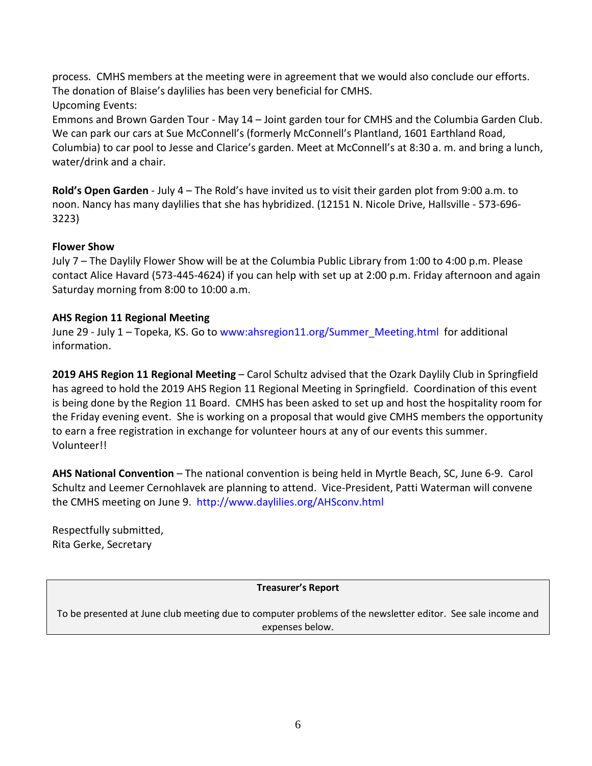process. CMHS members at the meeting were in agreement that we would also conclude our efforts. The donation of Blaise's daylilies has been very beneficial for CMHS.

Upcoming Events:

Emmons and Brown Garden Tour - May 14 – Joint garden tour for CMHS and the Columbia Garden Club. We can park our cars at Sue McConnell's (formerly McConnell's Plantland, 1601 Earthland Road, Columbia) to car pool to Jesse and Clarice's garden. Meet at McConnell's at 8:30 a. m. and bring a lunch, water/drink and a chair.

**Rold's Open Garden** - July 4 – The Rold's have invited us to visit their garden plot from 9:00 a.m. to noon. Nancy has many daylilies that she has hybridized. (12151 N. Nicole Drive, Hallsville - 573-696-3223)

**Flower Show**

July 7 – The Daylily Flower Show will be at the Columbia Public Library from 1:00 to 4:00 p.m. Please contact Alice Havard (573-445-4624) if you can help with set up at 2:00 p.m. Friday afternoon and again Saturday morning from 8:00 to 10:00 a.m.

**AHS Region 11 Regional Meeting**

June 29 - July 1 – Topeka, KS. Go to www:ahsregion11.org/Summer_Meeting.html for additional information.

**2019 AHS Region 11 Regional Meeting** – Carol Schultz advised that the Ozark Daylily Club in Springfield has agreed to hold the 2019 AHS Region 11 Regional Meeting in Springfield. Coordination of this event is being done by the Region 11 Board. CMHS has been asked to set up and host the hospitality room for the Friday evening event. She is working on a proposal that would give CMHS members the opportunity to earn a free registration in exchange for volunteer hours at any of our events this summer. Volunteer!!

**AHS National Convention** – The national convention is being held in Myrtle Beach, SC, June 6-9. Carol Schultz and Leemer Cernohlavek are planning to attend. Vice-President, Patti Waterman will convene the CMHS meeting on June 9. http://www.daylilies.org/AHSconv.html

Respectfully submitted,
Rita Gerke, Secretary

**Treasurer's Report**

To be presented at June club meeting due to computer problems of the newsletter editor. See sale income and expenses below.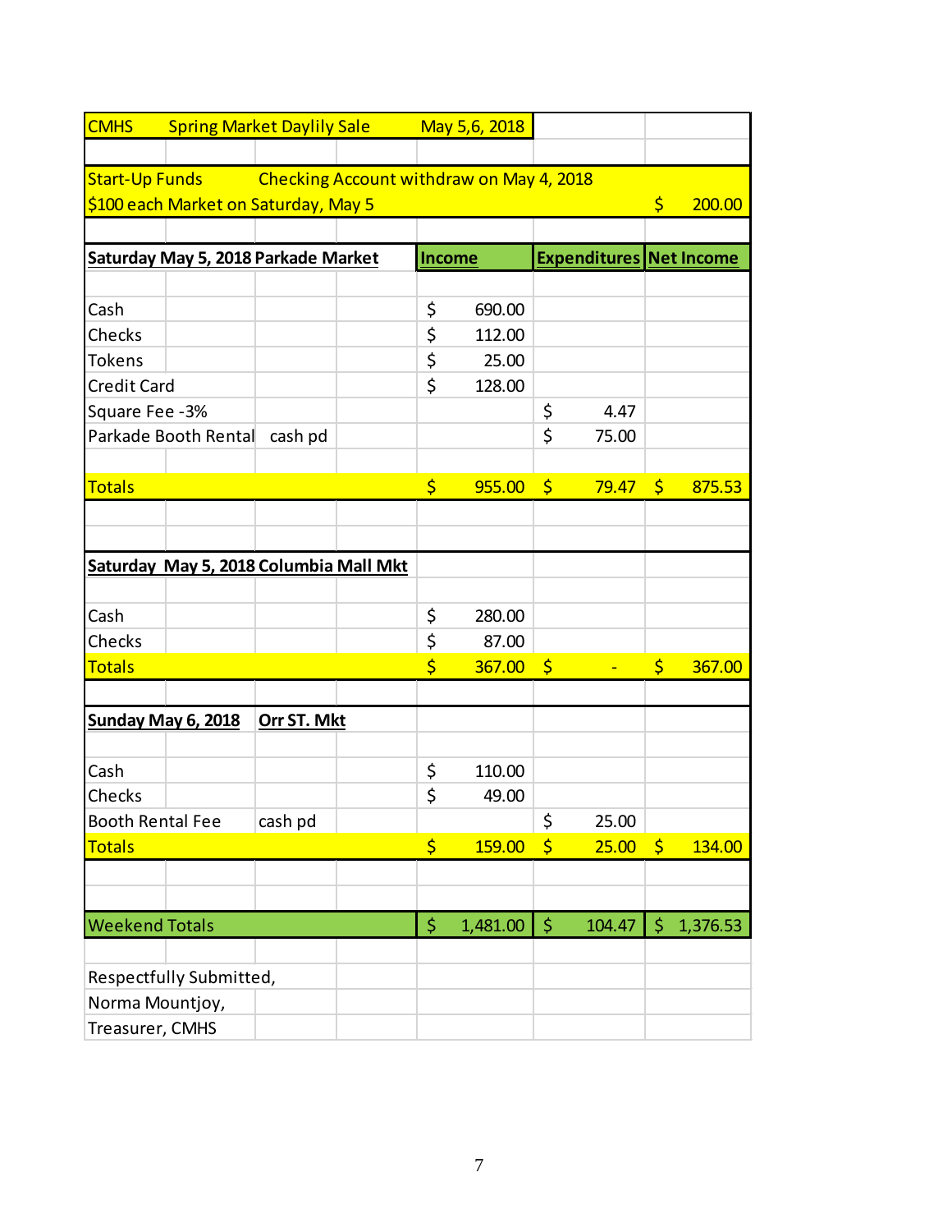| | | | |
|---|---|---|---|
| CMHS Spring Market Daylily Sale May 5,6, 2018 | | | |
| | | | |
| Start-Up Funds Checking Account withdraw on May 4, 2018 | | | |
| $100 each Market on Saturday, May 5 | | | $ 200.00 |
| | | | |
| **Saturday May 5, 2018 Parkade Market** | **Income** | **Expenditures** | **Net Income** |
| | | | |
| Cash | $ 690.00 | | |
| Checks | $ 112.00 | | |
| Tokens | $ 25.00 | | |
| Credit Card | $ 128.00 | | |
| Square Fee -3% | | $ 4.47 | |
| Parkade Booth Rental cash pd | | $ 75.00 | |
| | | | |
| Totals | $ 955.00 | $ 79.47 | $ 875.53 |
| | | | |
| | | | |
| **Saturday May 5, 2018 Columbia Mall Mkt** | | | |
| | | | |
| Cash | $ 280.00 | | |
| Checks | $ 87.00 | | |
| Totals | $ 367.00 | $ - | $ 367.00 |
| | | | |
| **Sunday May 6, 2018** **Orr ST. Mkt** | | | |
| | | | |
| Cash | $ 110.00 | | |
| Checks | $ 49.00 | | |
| Booth Rental Fee cash pd | | $ 25.00 | |
| Totals | $ 159.00 | $ 25.00 | $ 134.00 |
| | | | |
| | | | |
| Weekend Totals | $ 1,481.00 | $ 104.47 | $ 1,376.53 |

Respectfully Submitted,
Norma Mountjoy,
Treasurer, CMHS